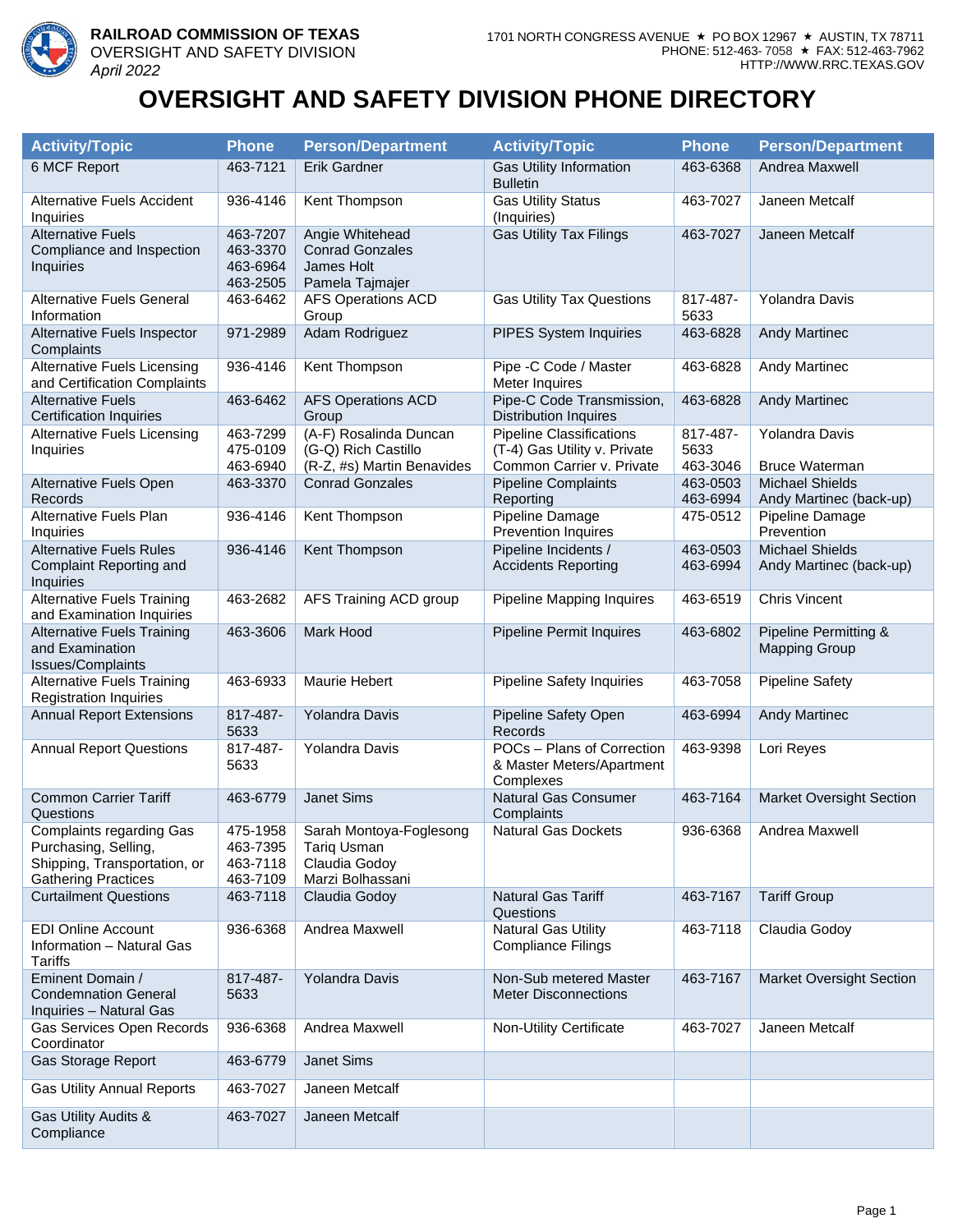**RAILROAD COMMISSION OF TEXAS**
OVERSIGHT AND SAFETY DIVISION
*April 2022*

1701 NORTH CONGRESS AVENUE ★ PO BOX 12967 ★ AUSTIN, TX 78711
PHONE: 512-463- 7058 ★ FAX: 512-463-7962
HTTP://WWW.RRC.TEXAS.GOV

# OVERSIGHT AND SAFETY DIVISION PHONE DIRECTORY

| Activity/Topic | Phone | Person/Department | Activity/Topic | Phone | Person/Department |
|---|---|---|---|---|---|
| 6 MCF Report | 463-7121 | Erik Gardner | Gas Utility Information Bulletin | 463-6368 | Andrea Maxwell |
| Alternative Fuels Accident Inquiries | 936-4146 | Kent Thompson | Gas Utility Status (Inquiries) | 463-7027 | Janeen Metcalf |
| Alternative Fuels Compliance and Inspection Inquiries | 463-7207<br>463-3370<br>463-6964<br>463-2505 | Angie Whitehead<br>Conrad Gonzales<br>James Holt<br>Pamela Tajmajer | Gas Utility Tax Filings | 463-7027 | Janeen Metcalf |
| Alternative Fuels General Information | 463-6462 | AFS Operations ACD Group | Gas Utility Tax Questions | 817-487-5633 | Yolanda Davis |
| Alternative Fuels Inspector Complaints | 971-2989 | Adam Rodriguez | PIPES System Inquiries | 463-6828 | Andy Martinec |
| Alternative Fuels Licensing and Certification Complaints | 936-4146 | Kent Thompson | Pipe -C Code / Master Meter Inquires | 463-6828 | Andy Martinec |
| Alternative Fuels Certification Inquiries | 463-6462 | AFS Operations ACD Group | Pipe-C Code Transmission, Distribution Inquires | 463-6828 | Andy Martinec |
| Alternative Fuels Licensing Inquiries | 463-7299<br>475-0109<br>463-6940 | (A-F) Rosalinda Duncan<br>(G-Q) Rich Castillo<br>(R-Z, #s) Martin Benavides | Pipeline Classifications (T-4) Gas Utility v. Private Common Carrier v. Private | 817-487-5633<br>463-3046 | Yolanda Davis<br><br>Bruce Waterman |
| Alternative Fuels Open Records | 463-3370 | Conrad Gonzales | Pipeline Complaints Reporting | 463-0503<br>463-6994 | Michael Shields<br>Andy Martinec (back-up) |
| Alternative Fuels Plan Inquiries | 936-4146 | Kent Thompson | Pipeline Damage Prevention Inquires | 475-0512 | Pipeline Damage Prevention |
| Alternative Fuels Rules Complaint Reporting and Inquiries | 936-4146 | Kent Thompson | Pipeline Incidents / Accidents Reporting | 463-0503<br>463-6994 | Michael Shields<br>Andy Martinec (back-up) |
| Alternative Fuels Training and Examination Inquiries | 463-2682 | AFS Training ACD group | Pipeline Mapping Inquires | 463-6519 | Chris Vincent |
| Alternative Fuels Training and Examination Issues/Complaints | 463-3606 | Mark Hood | Pipeline Permit Inquires | 463-6802 | Pipeline Permitting & Mapping Group |
| Alternative Fuels Training Registration Inquiries | 463-6933 | Maurie Hebert | Pipeline Safety Inquiries | 463-7058 | Pipeline Safety |
| Annual Report Extensions | 817-487-5633 | Yolanda Davis | Pipeline Safety Open Records | 463-6994 | Andy Martinec |
| Annual Report Questions | 817-487-5633 | Yolanda Davis | POCs – Plans of Correction & Master Meters/Apartment Complexes | 463-9398 | Lori Reyes |
| Common Carrier Tariff Questions | 463-6779 | Janet Sims | Natural Gas Consumer Complaints | 463-7164 | Market Oversight Section |
| Complaints regarding Gas Purchasing, Selling, Shipping, Transportation, or Gathering Practices | 475-1958<br>463-7395<br>463-7118<br>463-7109 | Sarah Montoya-Foglesong<br>Tariq Usman<br>Claudia Godoy<br>Marzi Bolhassani | Natural Gas Dockets | 936-6368 | Andrea Maxwell |
| Curtailment Questions | 463-7118 | Claudia Godoy | Natural Gas Tariff Questions | 463-7167 | Tariff Group |
| EDI Online Account Information – Natural Gas Tariffs | 936-6368 | Andrea Maxwell | Natural Gas Utility Compliance Filings | 463-7118 | Claudia Godoy |
| Eminent Domain / Condemnation General Inquiries – Natural Gas | 817-487-5633 | Yolanda Davis | Non-Sub metered Master Meter Disconnections | 463-7167 | Market Oversight Section |
| Gas Services Open Records Coordinator | 936-6368 | Andrea Maxwell | Non-Utility Certificate | 463-7027 | Janeen Metcalf |
| Gas Storage Report | 463-6779 | Janet Sims | | | |
| Gas Utility Annual Reports | 463-7027 | Janeen Metcalf | | | |
| Gas Utility Audits & Compliance | 463-7027 | Janeen Metcalf | | | |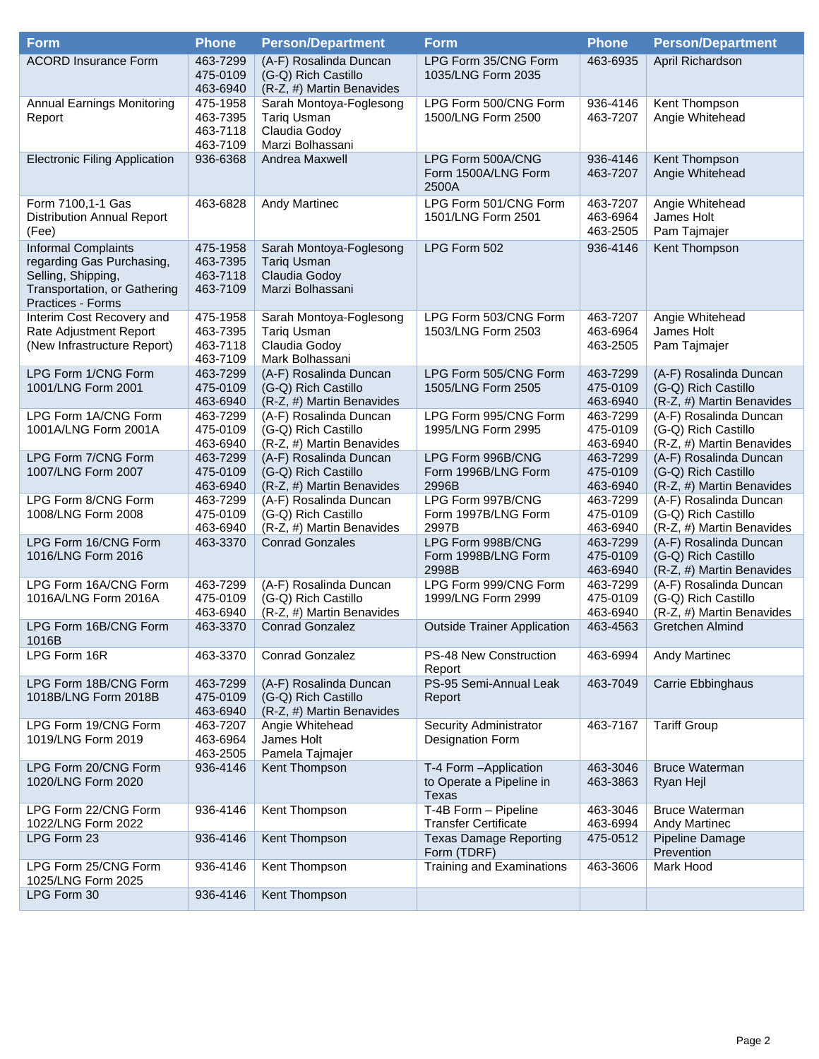| Form | Phone | Person/Department | Form | Phone | Person/Department |
|---|---|---|---|---|---|
| ACORD Insurance Form | 463-7299<br>475-0109<br>463-6940 | (A-F) Rosalinda Duncan<br>(G-Q) Rich Castillo<br>(R-Z, #) Martin Benavides | LPG Form 35/CNG Form 1035/LNG Form 2035 | 463-6935 | April Richardson |
| Annual Earnings Monitoring Report | 475-1958<br>463-7395<br>463-7118<br>463-7109 | Sarah Montoya-Foglesong<br>Tariq Usman<br>Claudia Godoy<br>Marzi Bolhassani | LPG Form 500/CNG Form 1500/LNG Form 2500 | 936-4146<br>463-7207 | Kent Thompson<br>Angie Whitehead |
| Electronic Filing Application | 936-6368 | Andrea Maxwell | LPG Form 500A/CNG Form 1500A/LNG Form 2500A | 936-4146<br>463-7207 | Kent Thompson<br>Angie Whitehead |
| Form 7100,1-1 Gas Distribution Annual Report (Fee) | 463-6828 | Andy Martinec | LPG Form 501/CNG Form 1501/LNG Form 2501 | 463-7207<br>463-6964<br>463-2505 | Angie Whitehead<br>James Holt<br>Pam Tajmajer |
| Informal Complaints regarding Gas Purchasing, Selling, Shipping, Transportation, or Gathering Practices - Forms | 475-1958<br>463-7395<br>463-7118<br>463-7109 | Sarah Montoya-Foglesong<br>Tariq Usman<br>Claudia Godoy<br>Marzi Bolhassani | LPG Form 502 | 936-4146 | Kent Thompson |
| Interim Cost Recovery and Rate Adjustment Report (New Infrastructure Report) | 475-1958<br>463-7395<br>463-7118<br>463-7109 | Sarah Montoya-Foglesong<br>Tariq Usman<br>Claudia Godoy<br>Mark Bolhassani | LPG Form 503/CNG Form 1503/LNG Form 2503 | 463-7207<br>463-6964<br>463-2505 | Angie Whitehead<br>James Holt<br>Pam Tajmajer |
| LPG Form 1/CNG Form 1001/LNG Form 2001 | 463-7299<br>475-0109<br>463-6940 | (A-F) Rosalinda Duncan<br>(G-Q) Rich Castillo<br>(R-Z, #) Martin Benavides | LPG Form 505/CNG Form 1505/LNG Form 2505 | 463-7299<br>475-0109<br>463-6940 | (A-F) Rosalinda Duncan<br>(G-Q) Rich Castillo<br>(R-Z, #) Martin Benavides |
| LPG Form 1A/CNG Form 1001A/LNG Form 2001A | 463-7299<br>475-0109<br>463-6940 | (A-F) Rosalinda Duncan<br>(G-Q) Rich Castillo<br>(R-Z, #) Martin Benavides | LPG Form 995/CNG Form 1995/LNG Form 2995 | 463-7299<br>475-0109<br>463-6940 | (A-F) Rosalinda Duncan<br>(G-Q) Rich Castillo<br>(R-Z, #) Martin Benavides |
| LPG Form 7/CNG Form 1007/LNG Form 2007 | 463-7299<br>475-0109<br>463-6940 | (A-F) Rosalinda Duncan<br>(G-Q) Rich Castillo<br>(R-Z, #) Martin Benavides | LPG Form 996B/CNG Form 1996B/LNG Form 2996B | 463-7299<br>475-0109<br>463-6940 | (A-F) Rosalinda Duncan<br>(G-Q) Rich Castillo<br>(R-Z, #) Martin Benavides |
| LPG Form 8/CNG Form 1008/LNG Form 2008 | 463-7299<br>475-0109<br>463-6940 | (A-F) Rosalinda Duncan<br>(G-Q) Rich Castillo<br>(R-Z, #) Martin Benavides | LPG Form 997B/CNG Form 1997B/LNG Form 2997B | 463-7299<br>475-0109<br>463-6940 | (A-F) Rosalinda Duncan<br>(G-Q) Rich Castillo<br>(R-Z, #) Martin Benavides |
| LPG Form 16/CNG Form 1016/LNG Form 2016 | 463-3370 | Conrad Gonzales | LPG Form 998B/CNG Form 1998B/LNG Form 2998B | 463-7299<br>475-0109<br>463-6940 | (A-F) Rosalinda Duncan<br>(G-Q) Rich Castillo<br>(R-Z, #) Martin Benavides |
| LPG Form 16A/CNG Form 1016A/LNG Form 2016A | 463-7299<br>475-0109<br>463-6940 | (A-F) Rosalinda Duncan<br>(G-Q) Rich Castillo<br>(R-Z, #) Martin Benavides | LPG Form 999/CNG Form 1999/LNG Form 2999 | 463-7299<br>475-0109<br>463-6940 | (A-F) Rosalinda Duncan<br>(G-Q) Rich Castillo<br>(R-Z, #) Martin Benavides |
| LPG Form 16B/CNG Form 1016B | 463-3370 | Conrad Gonzalez | Outside Trainer Application | 463-4563 | Gretchen Almind |
| LPG Form 16R | 463-3370 | Conrad Gonzalez | PS-48 New Construction Report | 463-6994 | Andy Martinec |
| LPG Form 18B/CNG Form 1018B/LNG Form 2018B | 463-7299<br>475-0109<br>463-6940 | (A-F) Rosalinda Duncan<br>(G-Q) Rich Castillo<br>(R-Z, #) Martin Benavides | PS-95 Semi-Annual Leak Report | 463-7049 | Carrie Ebbinghaus |
| LPG Form 19/CNG Form 1019/LNG Form 2019 | 463-7207<br>463-6964<br>463-2505 | Angie Whitehead<br>James Holt<br>Pamela Tajmajer | Security Administrator Designation Form | 463-7167 | Tariff Group |
| LPG Form 20/CNG Form 1020/LNG Form 2020 | 936-4146 | Kent Thompson | T-4 Form –Application to Operate a Pipeline in Texas | 463-3046<br>463-3863 | Bruce Waterman<br>Ryan Hejl |
| LPG Form 22/CNG Form 1022/LNG Form 2022 | 936-4146 | Kent Thompson | T-4B Form – Pipeline Transfer Certificate | 463-3046<br>463-6994 | Bruce Waterman<br>Andy Martinec |
| LPG Form 23 | 936-4146 | Kent Thompson | Texas Damage Reporting Form (TDRF) | 475-0512 | Pipeline Damage Prevention |
| LPG Form 25/CNG Form 1025/LNG Form 2025 | 936-4146 | Kent Thompson | Training and Examinations | 463-3606 | Mark Hood |
| LPG Form 30 | 936-4146 | Kent Thompson | | | |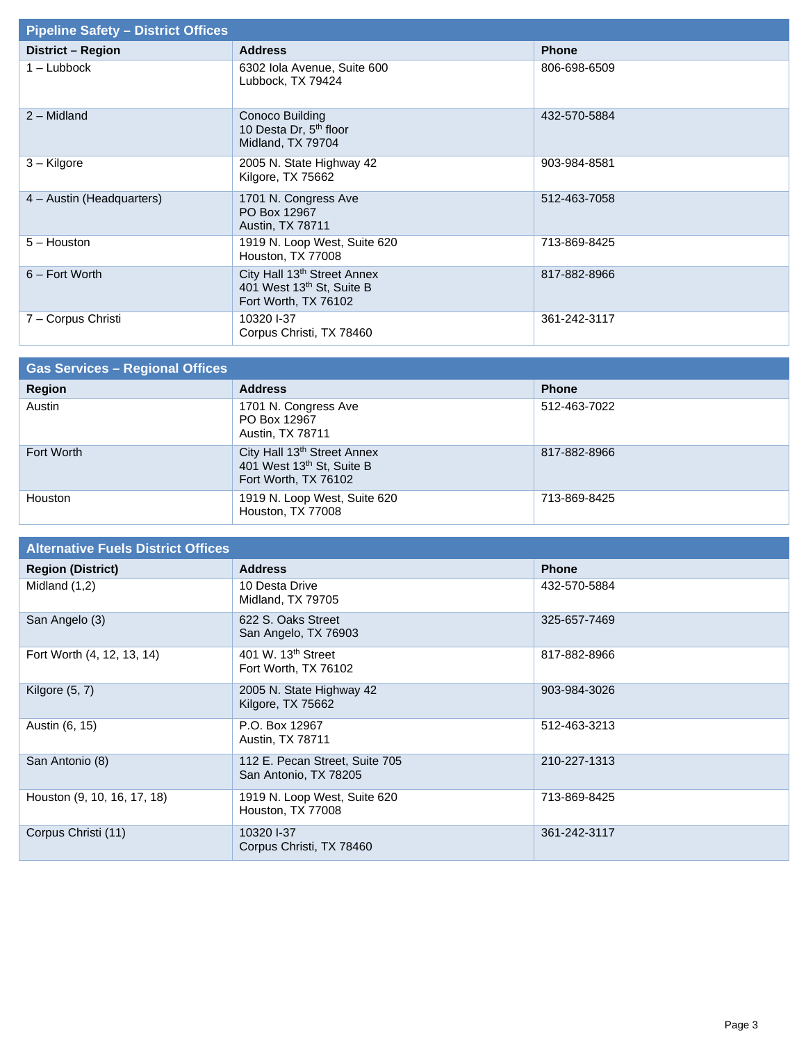## Pipeline Safety – District Offices

| District – Region | Address | Phone |
|---|---|---|
| 1 – Lubbock | 6302 Iola Avenue, Suite 600<br>Lubbock, TX 79424 | 806-698-6509 |
| 2 – Midland | Conoco Building<br>10 Desta Dr, 5th floor<br>Midland, TX 79704 | 432-570-5884 |
| 3 – Kilgore | 2005 N. State Highway 42<br>Kilgore, TX 75662 | 903-984-8581 |
| 4 – Austin (Headquarters) | 1701 N. Congress Ave<br>PO Box 12967<br>Austin, TX 78711 | 512-463-7058 |
| 5 – Houston | 1919 N. Loop West, Suite 620<br>Houston, TX 77008 | 713-869-8425 |
| 6 – Fort Worth | City Hall 13th Street Annex<br>401 West 13th St, Suite B<br>Fort Worth, TX 76102 | 817-882-8966 |
| 7 – Corpus Christi | 10320 I-37<br>Corpus Christi, TX 78460 | 361-242-3117 |

## Gas Services – Regional Offices

| Region | Address | Phone |
|---|---|---|
| Austin | 1701 N. Congress Ave<br>PO Box 12967<br>Austin, TX 78711 | 512-463-7022 |
| Fort Worth | City Hall 13th Street Annex<br>401 West 13th St, Suite B<br>Fort Worth, TX 76102 | 817-882-8966 |
| Houston | 1919 N. Loop West, Suite 620<br>Houston, TX 77008 | 713-869-8425 |

## Alternative Fuels District Offices

| Region (District) | Address | Phone |
|---|---|---|
| Midland (1,2) | 10 Desta Drive<br>Midland, TX 79705 | 432-570-5884 |
| San Angelo (3) | 622 S. Oaks Street<br>San Angelo, TX 76903 | 325-657-7469 |
| Fort Worth (4, 12, 13, 14) | 401 W. 13th Street<br>Fort Worth, TX 76102 | 817-882-8966 |
| Kilgore (5, 7) | 2005 N. State Highway 42<br>Kilgore, TX 75662 | 903-984-3026 |
| Austin (6, 15) | P.O. Box 12967<br>Austin, TX 78711 | 512-463-3213 |
| San Antonio (8) | 112 E. Pecan Street, Suite 705<br>San Antonio, TX 78205 | 210-227-1313 |
| Houston (9, 10, 16, 17, 18) | 1919 N. Loop West, Suite 620<br>Houston, TX 77008 | 713-869-8425 |
| Corpus Christi (11) | 10320 I-37<br>Corpus Christi, TX 78460 | 361-242-3117 |